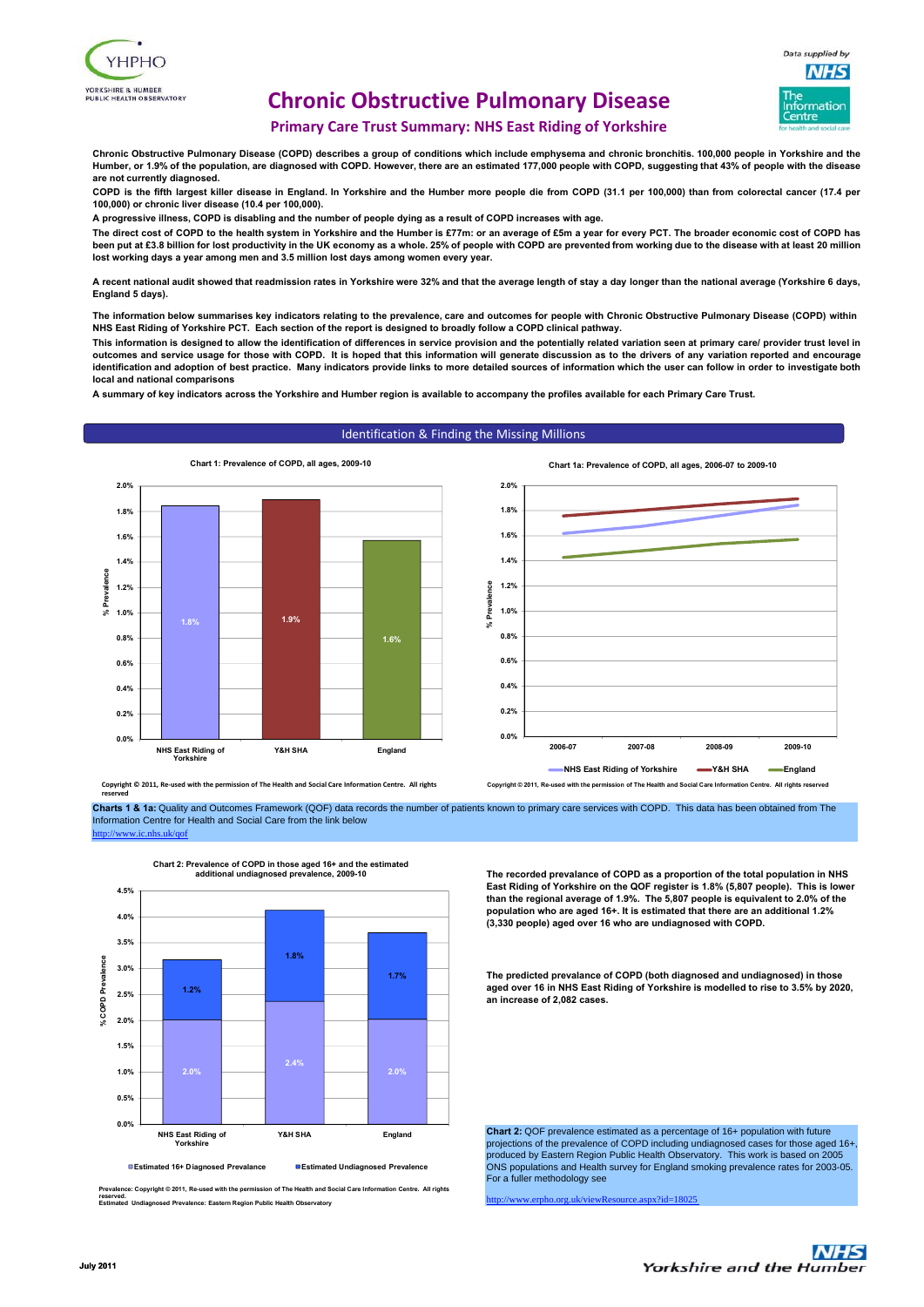# Chronic Obstructive Pulmonary Disease

## Primary Care Trust Summary: NHS East Riding of Yorkshire

**Chronic Obstructive Pulmonary Disease (COPD) describes a group of conditions which include emphysema and chronic bronchitis. 100,000 people in Yorkshire and the Humber, or 1.9% of the population, are diagnosed with COPD. However, there are an estimated 177,000 people with COPD, suggesting that 43% of people with the disease are not currently diagnosed.**

**COPD is the fifth largest killer disease in England. In Yorkshire and the Humber more people die from COPD (31.1 per 100,000) than from colorectal cancer (17.4 per 100,000) or chronic liver disease (10.4 per 100,000).**

**A progressive illness, COPD is disabling and the number of people dying as a result of COPD increases with age.**

**The direct cost of COPD to the health system in Yorkshire and the Humber is £77m: or an average of £5m a year for every PCT. The broader economic cost of COPD has been put at £3.8 billion for lost productivity in the UK economy as a whole. 25% of people with COPD are prevented from working due to the disease with at least 20 million lost working days a year among men and 3.5 million lost days among women every year.**

**A recent national audit showed that readmission rates in Yorkshire were 32% and that the average length of stay a day longer than the national average (Yorkshire 6 days, England 5 days).**

**The information below summarises key indicators relating to the prevalence, care and outcomes for people with Chronic Obstructive Pulmonary Disease (COPD) within NHS East Riding of Yorkshire PCT. Each section of the report is designed to broadly follow a COPD clinical pathway.**

**This information is designed to allow the identification of differences in service provision and the potentially related variation seen at primary care/ provider trust level in outcomes and service usage for those with COPD. It is hoped that this information will generate discussion as to the drivers of any variation reported and encourage identification and adoption of best practice. Many indicators provide links to more detailed sources of information which the user can follow in order to investigate both local and national comparisons**

**A summary of key indicators across the Yorkshire and Humber region is available to accompany the profiles available for each Primary Care Trust.**

## Identification & Finding the Missing Millions

**Chart 1: Prevalence of COPD, all ages, 2009-10**

| | % Prevalence |
|---|---|
| NHS East Riding of Yorkshire | 1.8% |
| Y&H SHA | 1.9% |
| England | 1.6% |

Copyright © 2011, Re-used with the permission of The Health and Social Care Information Centre. All rights reserved

**Chart 1a: Prevalence of COPD, all ages, 2006-07 to 2009-10**

Series: NHS East Riding of Yorkshire, Y&H SHA, England (2006-07, 2007-08, 2008-09, 2009-10)

Copyright © 2011, Re-used with the permission of The Health and Social Care Information Centre. All rights reserved

**Charts 1 & 1a:** Quality and Outcomes Framework (QOF) data records the number of patients known to primary care services with COPD. This data has been obtained from The Information Centre for Health and Social Care from the link below
http://www.ic.nhs.uk/qof

**Chart 2: Prevalence of COPD in those aged 16+ and the estimated additional undiagnosed prevalence, 2009-10**

| | Estimated 16+ Diagnosed Prevalence | Estimated Undiagnosed Prevalence |
|---|---|---|
| NHS East Riding of Yorkshire | 2.0% | 1.2% |
| Y&H SHA | 2.4% | 1.8% |
| England | 2.0% | 1.7% |

Prevalence: Copyright © 2011, Re-used with the permission of The Health and Social Care Information Centre. All rights reserved.
Estimated Undiagnosed Prevalence: Eastern Region Public Health Observatory

**The recorded prevalance of COPD as a proportion of the total population in NHS East Riding of Yorkshire on the QOF register is 1.8% (5,807 people). This is lower than the regional average of 1.9%. The 5,807 people is equivalent to 2.0% of the population who are aged 16+. It is estimated that there are an additional 1.2% (3,330 people) aged over 16 who are undiagnosed with COPD.**

**The predicted prevalance of COPD (both diagnosed and undiagnosed) in those aged over 16 in NHS East Riding of Yorkshire is modelled to rise to 3.5% by 2020, an increase of 2,082 cases.**

**Chart 2:** QOF prevalence estimated as a percentage of 16+ population with future projections of the prevalence of COPD including undiagnosed cases for those aged 16+, produced by Eastern Region Public Health Observatory. This work is based on 2005 ONS populations and Health survey for England smoking prevalence rates for 2003-05. For a fuller methodology see

http://www.erpho.org.uk/viewResource.aspx?id=18025

July 2011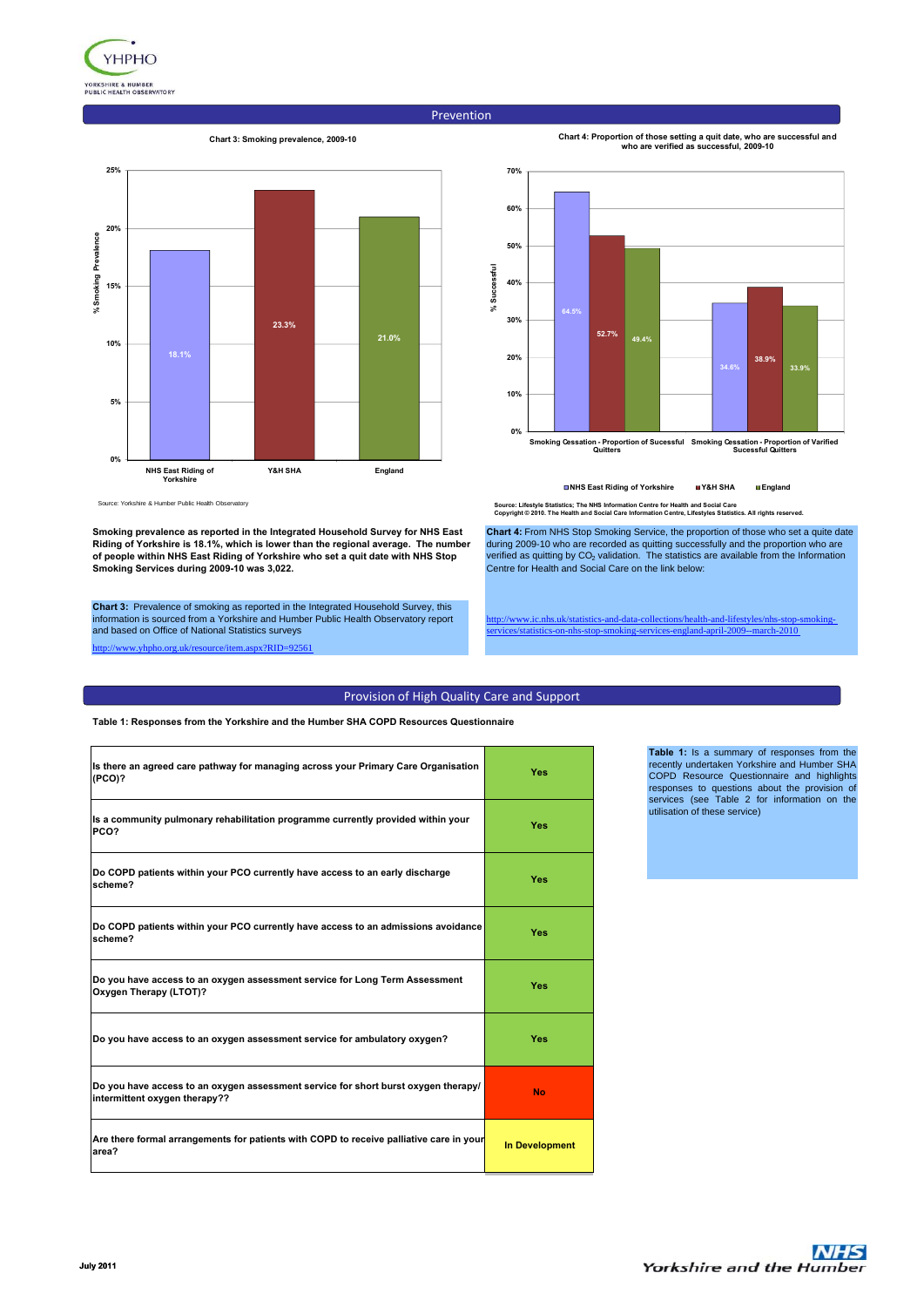## Prevention

**Chart 3: Smoking prevalence, 2009-10**

| | % Smoking Prevalence |
|---|---|
| NHS East Riding of Yorkshire | 18.1% |
| Y&H SHA | 23.3% |
| England | 21.0% |

Source: Yorkshire & Humber Public Health Observatory

**Chart 4: Proportion of those setting a quit date, who are successful and who are verified as successful, 2009-10**

| % Successful | NHS East Riding of Yorkshire | Y&H SHA | England |
|---|---|---|---|
| Smoking Cessation - Proportion of Sucessful Quitters | 64.5% | 52.7% | 49.4% |
| Smoking Cessation - Proportion of Varified Sucessful Quitters | 34.6% | 38.9% | 33.9% |

Source: Lifestyle Statistics; The NHS Information Centre for Health and Social Care
Copyright © 2010. The Health and Social Care Information Centre, Lifestyles Statistics. All rights reserved.

**Smoking prevalence as reported in the Integrated Household Survey for NHS East Riding of Yorkshire is 18.1%, which is lower than the regional average. The number of people within NHS East Riding of Yorkshire who set a quit date with NHS Stop Smoking Services during 2009-10 was 3,022.**

**Chart 3:** Prevalence of smoking as reported in the Integrated Household Survey, this information is sourced from a Yorkshire and Humber Public Health Observatory report and based on Office of National Statistics surveys

http://www.yhpho.org.uk/resource/item.aspx?RID=92561

**Chart 4:** From NHS Stop Smoking Service, the proportion of those who set a quite date during 2009-10 who are recorded as quitting successfully and the proportion who are verified as quitting by $CO_2$ validation. The statistics are available from the Information Centre for Health and Social Care on the link below:

http://www.ic.nhs.uk/statistics-and-data-collections/health-and-lifestyles/nhs-stop-smoking-services/statistics-on-nhs-stop-smoking-services-england-april-2009--march-2010

## Provision of High Quality Care and Support

**Table 1: Responses from the Yorkshire and the Humber SHA COPD Resources Questionnaire**

| Question | Response |
|---|---|
| Is there an agreed care pathway for managing across your Primary Care Organisation (PCO)? | Yes |
| Is a community pulmonary rehabilitation programme currently provided within your PCO? | Yes |
| Do COPD patients within your PCO currently have access to an early discharge scheme? | Yes |
| Do COPD patients within your PCO currently have access to an admissions avoidance scheme? | Yes |
| Do you have access to an oxygen assessment service for Long Term Assessment Oxygen Therapy (LTOT)? | Yes |
| Do you have access to an oxygen assessment service for ambulatory oxygen? | Yes |
| Do you have access to an oxygen assessment service for short burst oxygen therapy/ intermittent oxygen therapy?? | No |
| Are there formal arrangements for patients with COPD to receive palliative care in your area? | In Development |

**Table 1:** Is a summary of responses from the recently undertaken Yorkshire and Humber SHA COPD Resource Questionnaire and highlights responses to questions about the provision of services (see Table 2 for information on the utilisation of these service)

July 2011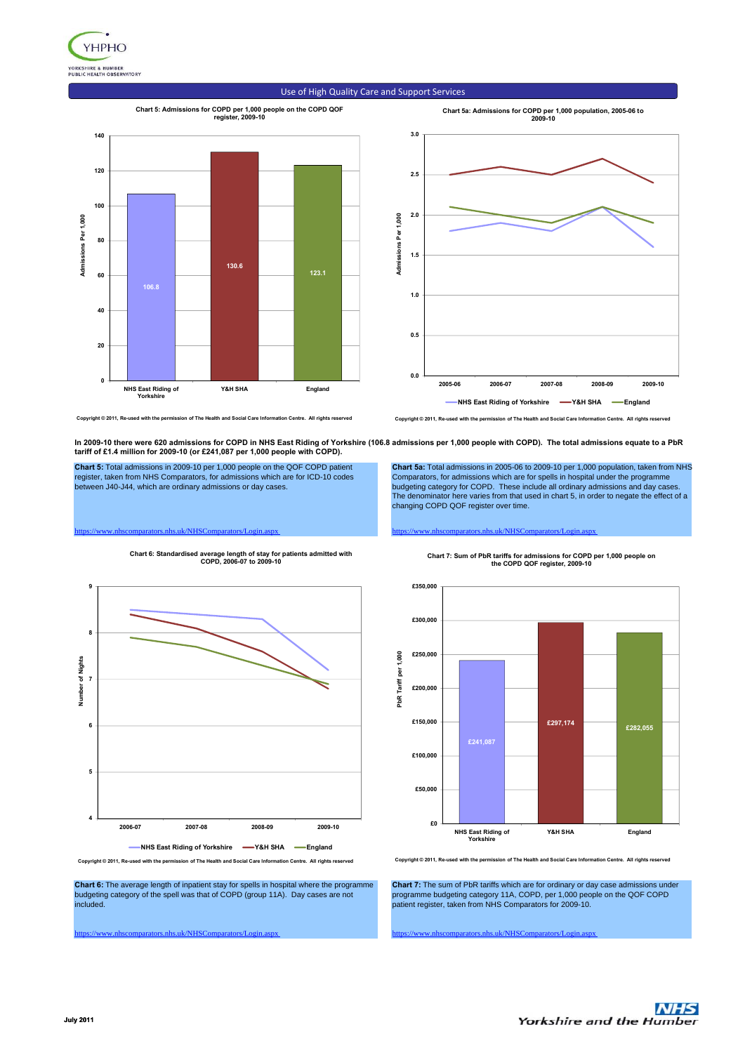## Use of High Quality Care and Support Services

**Chart 5: Admissions for COPD per 1,000 people on the COPD QOF register, 2009-10**

| | Admissions Per 1,000 |
|---|---|
| NHS East Riding of Yorkshire | 106.8 |
| Y&H SHA | 130.6 |
| England | 123.1 |

Copyright © 2011, Re-used with the permission of The Health and Social Care Information Centre. All rights reserved

**Chart 5a: Admissions for COPD per 1,000 population, 2005-06 to 2009-10**

Copyright © 2011, Re-used with the permission of The Health and Social Care Information Centre. All rights reserved

**In 2009-10 there were 620 admissions for COPD in NHS East Riding of Yorkshire (106.8 admissions per 1,000 people with COPD). The total admissions equate to a PbR tariff of £1.4 million for 2009-10 (or £241,087 per 1,000 people with COPD).**

**Chart 5:** Total admissions in 2009-10 per 1,000 people on the QOF COPD patient register, taken from NHS Comparators, for admissions which are for ICD-10 codes between J40-J44, which are ordinary admissions or day cases.

https://www.nhscomparators.nhs.uk/NHSComparators/Login.aspx

**Chart 5a:** Total admissions in 2005-06 to 2009-10 per 1,000 population, taken from NHS Comparators, for admissions which are for spells in hospital under the programme budgeting category for COPD. These include all ordinary admissions and day cases. The denominator here varies from that used in chart 5, in order to negate the effect of a changing COPD QOF register over time.

https://www.nhscomparators.nhs.uk/NHSComparators/Login.aspx

**Chart 6: Standardised average length of stay for patients admitted with COPD, 2006-07 to 2009-10**

Copyright © 2011, Re-used with the permission of The Health and Social Care Information Centre. All rights reserved

**Chart 7: Sum of PbR tariffs for admissions for COPD per 1,000 people on the COPD QOF register, 2009-10**

| | PbR Tariff per 1,000 |
|---|---|
| NHS East Riding of Yorkshire | £241,087 |
| Y&H SHA | £297,174 |
| England | £282,055 |

Copyright © 2011, Re-used with the permission of The Health and Social Care Information Centre. All rights reserved

**Chart 6:** The average length of inpatient stay for spells in hospital where the programme budgeting category of the spell was that of COPD (group 11A). Day cases are not included.

https://www.nhscomparators.nhs.uk/NHSComparators/Login.aspx

**Chart 7:** The sum of PbR tariffs which are for ordinary or day case admissions under programme budgeting category 11A, COPD, per 1,000 people on the QOF COPD patient register, taken from NHS Comparators for 2009-10.

https://www.nhscomparators.nhs.uk/NHSComparators/Login.aspx

July 2011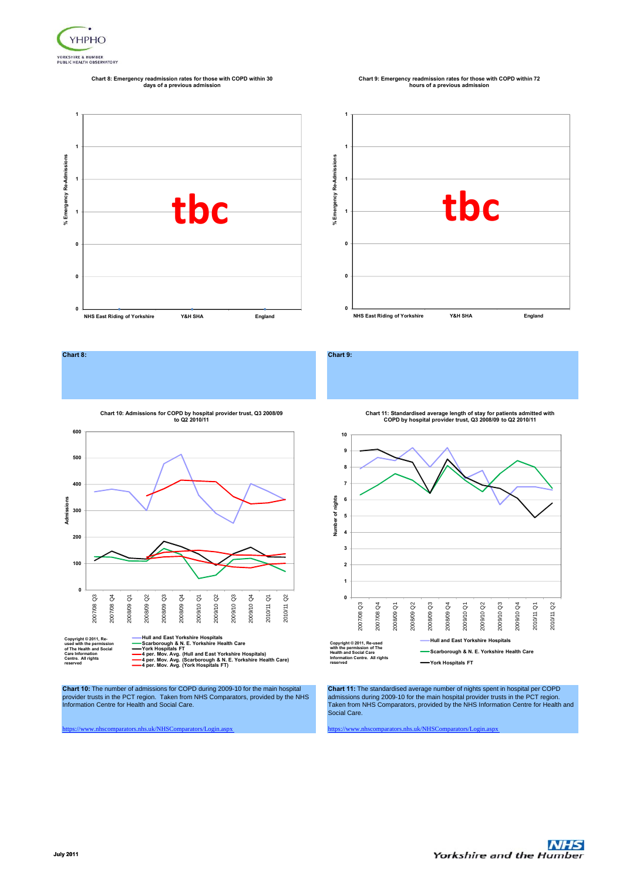**Chart 8: Emergency readmission rates for those with COPD within 30 days of a previous admission**

% Emergency Re-Admissions

tbc

NHS East Riding of Yorkshire | Y&H SHA | England

**Chart 9: Emergency readmission rates for those with COPD within 72 hours of a previous admission**

% Emergency Re-Admissions

tbc

NHS East Riding of Yorkshire | Y&H SHA | England

**Chart 8:**

**Chart 9:**

**Chart 10: Admissions for COPD by hospital provider trust, Q3 2008/09 to Q2 2010/11**

Copyright © 2011, Re-used with the permission of The Health and Social Care Information Centre. All rights reserved

- Hull and East Yorkshire Hospitals
- Scarborough & N. E. Yorkshire Health Care
- York Hospitals FT
- 4 per. Mov. Avg. (Hull and East Yorkshire Hospitals)
- 4 per. Mov. Avg. (Scarborough & N. E. Yorkshire Health Care)
- 4 per. Mov. Avg. (York Hospitals FT)

**Chart 11: Standardised average length of stay for patients admitted with COPD by hospital provider trust, Q3 2008/09 to Q2 2010/11**

Copyright © 2011, Re-used with the permission of The Health and Social Care Information Centre. All rights reserved

- Hull and East Yorkshire Hospitals
- Scarborough & N. E. Yorkshire Health Care
- York Hospitals FT

**Chart 10:** The number of admissions for COPD during 2009-10 for the main hospital provider trusts in the PCT region. Taken from NHS Comparators, provided by the NHS Information Centre for Health and Social Care.

https://www.nhscomparators.nhs.uk/NHSComparators/Login.aspx

**Chart 11:** The standardised average number of nights spent in hospital per COPD admissions during 2009-10 for the main hospital provider trusts in the PCT region. Taken from NHS Comparators, provided by the NHS Information Centre for Health and Social Care.

https://www.nhscomparators.nhs.uk/NHSComparators/Login.aspx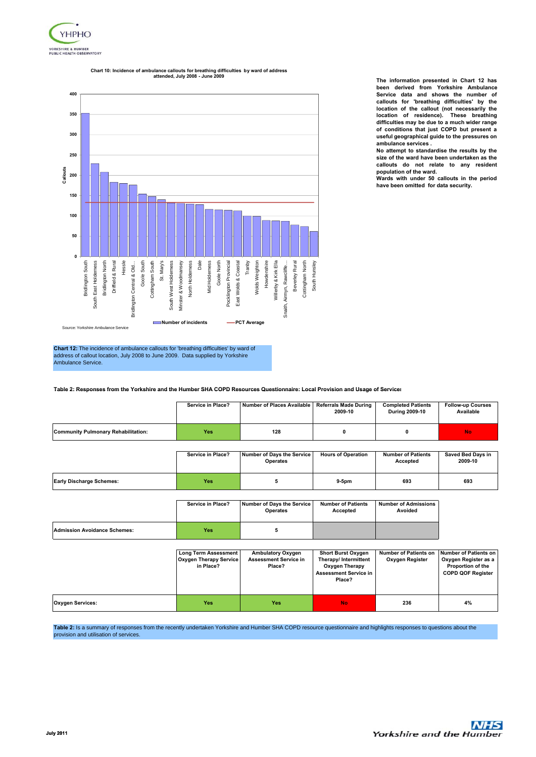**Chart 10: Incidence of ambulance callouts for breathing difficulties by ward of address attended, July 2008 - June 2009**

Callouts (y-axis 0–400). Wards (x-axis): Bridlington South, South East Holderness, Bridlington North, Driffield & Rural, Hessle, Bridlington Central & Old..., Goole South, Cottingham South, St. Mary's, South West Holderness, Minster & Woodmansey, North Holderness, Dale, Mid Holderness, Goole North, Pocklington Provincial, East Wolds & Coastal, Tranby, Wolds Weighton, Howdenshire, Willerby & Kirk Ella, Snaith, Airmyn, Rawcliffe..., Beverley Rural, Cottingham North, South Hunsley

Number of incidents — PCT Average

Source: Yorkshire Ambulance Service

**The information presented in Chart 12 has been derived from Yorkshire Ambulance Service data and shows the number of callouts for 'breathing difficulties' by the location of the callout (not necessarily the location of residence). These breathing difficulties may be due to a much wider range of conditions that just COPD but present a useful geographical guide to the pressures on ambulance services .**

**No attempt to standardise the results by the size of the ward have been undertaken as the callouts do not relate to any resident population of the ward.**

**Wards with under 50 callouts in the period have been omitted for data security.**

**Chart 12:** The incidence of ambulance callouts for 'breathing difficulties' by ward of address of callout location, July 2008 to June 2009. Data supplied by Yorkshire Ambulance Service.

**Table 2: Responses from the Yorkshire and the Humber SHA COPD Resources Questionnaire: Local Provision and Usage of Services**

| | Service in Place? | Number of Places Available | Referrals Made During 2009-10 | Completed Patients During 2009-10 | Follow-up Courses Available |
|---|---|---|---|---|---|
| **Community Pulmonary Rehabilitation:** | Yes | 128 | 0 | 0 | No |

| | Service in Place? | Number of Days the Service Operates | Hours of Operation | Number of Patients Accepted | Saved Bed Days in 2009-10 |
|---|---|---|---|---|---|
| **Early Discharge Schemes:** | Yes | 5 | 9-5pm | 693 | 693 |

| | Service in Place? | Number of Days the Service Operates | Number of Patients Accepted | Number of Admissions Avoided |
|---|---|---|---|---|
| **Admission Avoidance Schemes:** | Yes | 5 | | |

| | Long Term Assessment Oxygen Therapy Service in Place? | Ambulatory Oxygen Assessment Service in Place? | Short Burst Oxygen Therapy/ Intermittent Oxygen Therapy Assessment Service in Place? | Number of Patients on Oxygen Register | Number of Patients on Oxygen Register as a Proportion of the COPD QOF Register |
|---|---|---|---|---|---|
| **Oxygen Services:** | Yes | Yes | No | 236 | 4% |

**Table 2:** Is a summary of responses from the recently undertaken Yorkshire and Humber SHA COPD resource questionnaire and highlights responses to questions about the provision and utilisation of services.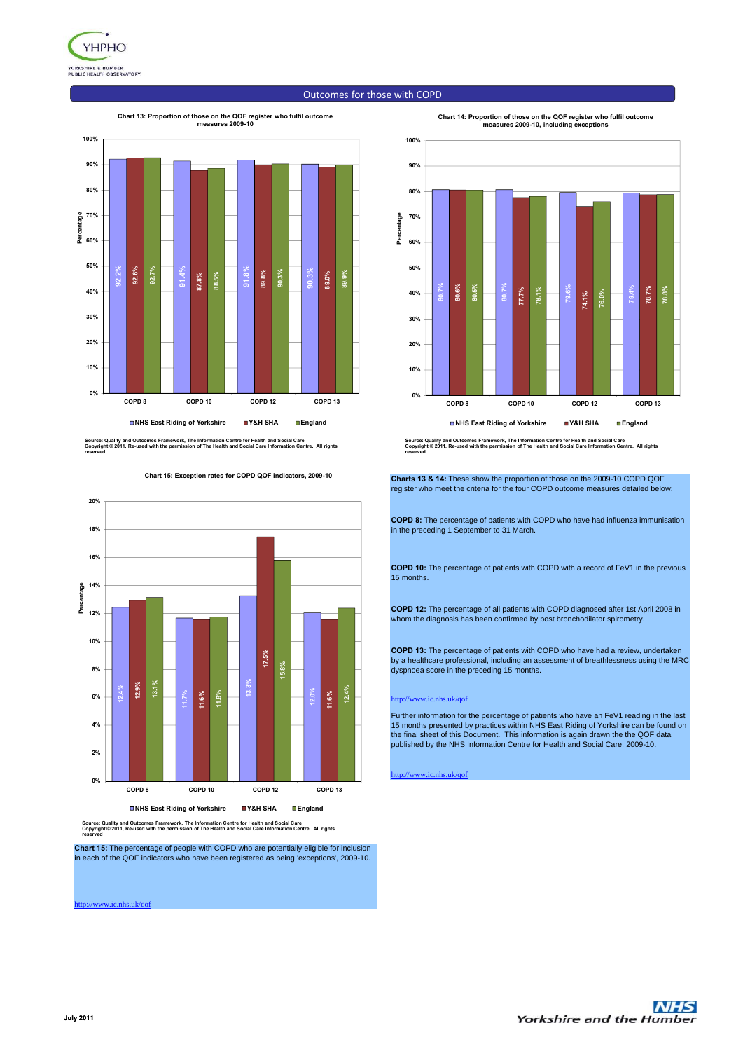## Outcomes for those with COPD

**Chart 13: Proportion of those on the QOF register who fulfil outcome measures 2009-10**

| | COPD 8 | COPD 10 | COPD 12 | COPD 13 |
|---|---|---|---|---|
| NHS East Riding of Yorkshire | 92.2% | 91.4% | 91.8% | 90.3% |
| Y&H SHA | 92.6% | 87.8% | 89.8% | 89.0% |
| England | 92.7% | 88.5% | 90.3% | 89.9% |

Source: Quality and Outcomes Framework, The Information Centre for Health and Social Care
Copyright © 2011, Re-used with the permission of The Health and Social Care Information Centre. All rights reserved

**Chart 14: Proportion of those on the QOF register who fulfil outcome measures 2009-10, including exceptions**

| | COPD 8 | COPD 10 | COPD 12 | COPD 13 |
|---|---|---|---|---|
| NHS East Riding of Yorkshire | 80.7% | 80.7% | 79.6% | 79.4% |
| Y&H SHA | 80.6% | 77.7% | 74.1% | 78.7% |
| England | 80.5% | 78.1% | 76.0% | 78.8% |

Source: Quality and Outcomes Framework, The Information Centre for Health and Social Care
Copyright © 2011, Re-used with the permission of The Health and Social Care Information Centre. All rights reserved

**Chart 15: Exception rates for COPD QOF indicators, 2009-10**

| | COPD 8 | COPD 10 | COPD 12 | COPD 13 |
|---|---|---|---|---|
| NHS East Riding of Yorkshire | 12.4% | 11.7% | 13.3% | 12.0% |
| Y&H SHA | 12.9% | 11.6% | 17.5% | 11.6% |
| England | 13.1% | 11.8% | 15.8% | 12.4% |

Source: Quality and Outcomes Framework, The Information Centre for Health and Social Care
Copyright © 2011, Re-used with the permission of The Health and Social Care Information Centre. All rights reserved

**Chart 15:** The percentage of people with COPD who are potentially eligible for inclusion in each of the QOF indicators who have been registered as being 'exceptions', 2009-10.

http://www.ic.nhs.uk/qof

**Charts 13 & 14:** These show the proportion of those on the 2009-10 COPD QOF register who meet the criteria for the four COPD outcome measures detailed below:

**COPD 8:** The percentage of patients with COPD who have had influenza immunisation in the preceding 1 September to 31 March.

**COPD 10:** The percentage of patients with COPD with a record of FeV1 in the previous 15 months.

**COPD 12:** The percentage of all patients with COPD diagnosed after 1st April 2008 in whom the diagnosis has been confirmed by post bronchodilator spirometry.

**COPD 13:** The percentage of patients with COPD who have had a review, undertaken by a healthcare professional, including an assessment of breathlessness using the MRC dyspnoea score in the preceding 15 months.

http://www.ic.nhs.uk/qof

Further information for the percentage of patients who have an FeV1 reading in the last 15 months presented by practices within NHS East Riding of Yorkshire can be found on the final sheet of this Document. This information is again drawn the the QOF data published by the NHS Information Centre for Health and Social Care, 2009-10.

http://www.ic.nhs.uk/qof

July 2011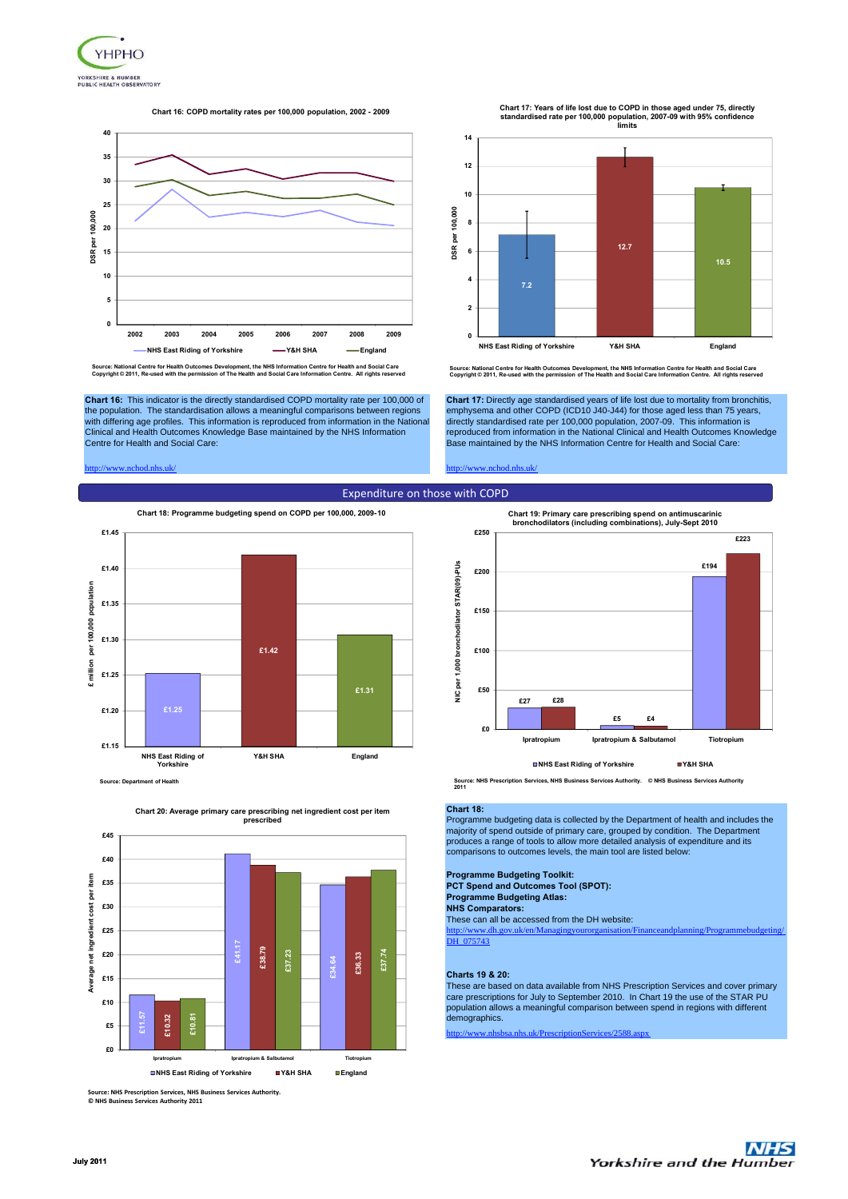**Chart 16: COPD mortality rates per 100,000 population, 2002 - 2009**

Source: National Centre for Health Outcomes Development, the NHS Information Centre for Health and Social Care
Copyright © 2011, Re-used with the permission of The Health and Social Care Information Centre. All rights reserved

**Chart 17: Years of life lost due to COPD in those aged under 75, directly standardised rate per 100,000 population, 2007-09 with 95% confidence limits**

| | DSR per 100,000 |
|---|---|
| NHS East Riding of Yorkshire | 7.2 |
| Y&H SHA | 12.7 |
| England | 10.5 |

Source: National Centre for Health Outcomes Development, the NHS Information Centre for Health and Social Care
Copyright © 2011, Re-used with the permission of The Health and Social Care Information Centre. All rights reserved

**Chart 16:** This indicator is the directly standardised COPD mortality rate per 100,000 of the population. The standardisation allows a meaningful comparisons between regions with differing age profiles. This information is reproduced from information in the National Clinical and Health Outcomes Knowledge Base maintained by the NHS Information Centre for Health and Social Care:

http://www.nchod.nhs.uk/

**Chart 17:** Directly age standardised years of life lost due to mortality from bronchitis, emphysema and other COPD (ICD10 J40-J44) for those aged less than 75 years, directly standardised rate per 100,000 population, 2007-09. This information is reproduced from information in the National Clinical and Health Outcomes Knowledge Base maintained by the NHS Information Centre for Health and Social Care:

http://www.nchod.nhs.uk/

## Expenditure on those with COPD

**Chart 18: Programme budgeting spend on COPD per 100,000, 2009-10**

| | £ million per 100,000 population |
|---|---|
| NHS East Riding of Yorkshire | £1.25 |
| Y&H SHA | £1.42 |
| England | £1.31 |

Source: Department of Health

**Chart 19: Primary care prescribing spend on antimuscarinic bronchodilators (including combinations), July-Sept 2010**

| NIC per 1,000 bronchodilator STAR(09)-PUs | NHS East Riding of Yorkshire | Y&H SHA |
|---|---|---|
| Ipratropium | £27 | £28 |
| Ipratropium & Salbutamol | £5 | £4 |
| Tiotropium | £194 | £223 |

Source: NHS Prescription Services, NHS Business Services Authority. © NHS Business Services Authority 2011

**Chart 20: Average primary care prescribing net ingredient cost per item prescribed**

| Average net ingredient cost per item | NHS East Riding of Yorkshire | Y&H SHA | England |
|---|---|---|---|
| Ipratropium | £11.57 | £10.32 | £10.81 |
| Ipratropium & Salbutamol | £41.17 | £38.79 | £37.23 |
| Tiotropium | £34.64 | £36.33 | £37.74 |

Source: NHS Prescription Services, NHS Business Services Authority.
© NHS Business Services Authority 2011

**Chart 18:**
Programme budgeting data is collected by the Department of health and includes the majority of spend outside of primary care, grouped by condition. The Department produces a range of tools to allow more detailed analysis of expenditure and its comparisons to outcomes levels, the main tool are listed below:

**Programme Budgeting Toolkit:**
**PCT Spend and Outcomes Tool (SPOT):**
**Programme Budgeting Atlas:**
**NHS Comparators:**
These can all be accessed from the DH website:
http://www.dh.gov.uk/en/Managingyourorganisation/Financeandplanning/Programmebudgeting/DH_075743

**Charts 19 & 20:**
These are based on data available from NHS Prescription Services and cover primary care prescriptions for July to September 2010. In Chart 19 the use of the STAR PU population allows a meaningful comparison between spend in regions with different demographics.

http://www.nhsbsa.nhs.uk/PrescriptionServices/2588.aspx

July 2011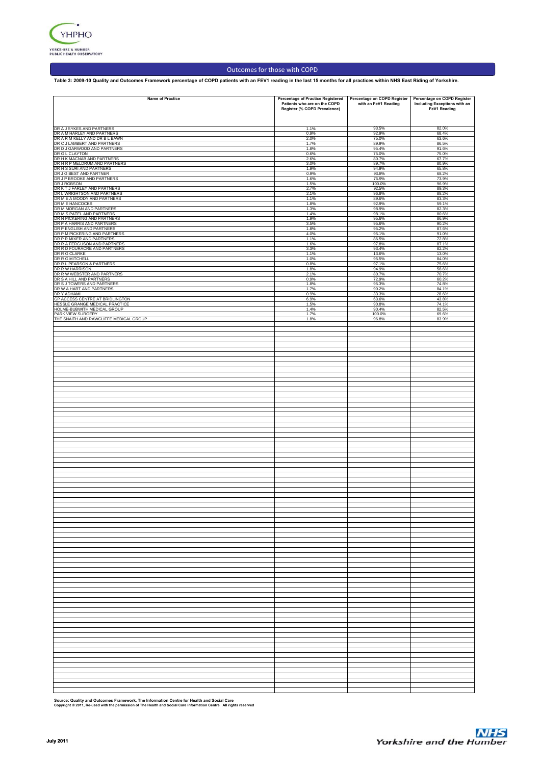## Outcomes for those with COPD

**Table 3: 2009-10 Quality and Outcomes Framework percentage of COPD patients with an FEV1 reading in the last 15 months for all practices within NHS East Riding of Yorkshire.**

| Name of Practice | Percentage of Practice Registered Patients who are on the COPD Register (% COPD Prevalence) | Percentage on COPD Register with an FeV1 Reading | Percentage on COPD Register Including Exceptions with an FeV1 Reading |
|---|---|---|---|
| DR A J SYKES AND PARTNERS | 1.1% | 93.5% | 82.0% |
| DR A M HARLEY AND PARTNERS | 0.9% | 92.9% | 68.4% |
| DR A R M KELLY AND DR B L BAWN | 2.0% | 75.0% | 63.6% |
| DR C J LAMBERT AND PARTNERS | 1.7% | 89.9% | 86.5% |
| DR D J GARWOOD AND PARTNERS | 1.8% | 95.4% | 91.6% |
| DR G L CLAYTON | 0.6% | 75.0% | 75.0% |
| DR H K MACNAB AND PARTNERS | 2.6% | 80.7% | 67.7% |
| DR H R P MELDRUM AND PARTNERS | 3.0% | 89.7% | 80.9% |
| DR H S SURI AND PARTNERS | 1.9% | 94.9% | 65.8% |
| DR J G BEST AND PARTNER | 0.9% | 93.8% | 68.2% |
| DR J P BROOKE AND PARTNERS | 1.6% | 76.9% | 73.9% |
| DR J ROBSON | 1.5% | 100.0% | 96.9% |
| DR K T J FARLEY AND PARTNERS | 2.7% | 92.5% | 89.3% |
| DR L WRIGHTSON AND PARTNERS | 2.1% | 96.8% | 88.2% |
| DR M E A MOODY AND PARTNERS | 1.1% | 89.6% | 83.3% |
| DR M E HANCOCKS | 1.8% | 92.9% | 59.1% |
| DR M MORGAN AND PARTNERS | 1.3% | 98.9% | 82.3% |
| DR M S PATEL AND PARTNERS | 1.4% | 98.1% | 80.6% |
| DR N PICKERING AND PARTNERS | 1.9% | 95.6% | 86.9% |
| DR P A HARRIS AND PARTNERS | 3.5% | 95.6% | 90.2% |
| DR P ENGLISH AND PARTNERS | 1.8% | 95.2% | 87.6% |
| DR P M PICKERING AND PARTNERS | 4.0% | 95.1% | 91.0% |
| DR P R MIXER AND PARTNERS | 1.1% | 86.5% | 72.8% |
| DR R A FERGUSON AND PARTNERS | 1.6% | 97.8% | 87.1% |
| DR R D FOURACRE AND PARTNERS | 3.3% | 93.4% | 82.2% |
| DR R G CLARKE | 1.1% | 13.6% | 13.0% |
| DR R G MITCHELL | 1.0% | 95.5% | 84.0% |
| DR R L PEARSON & PARTNERS | 0.8% | 97.1% | 75.6% |
| DR R W HARRISON | 1.8% | 94.9% | 58.6% |
| DR R W WEBSTER AND PARTNERS | 2.1% | 80.7% | 70.7% |
| DR S A HILL AND PARTNERS | 0.9% | 72.9% | 60.2% |
| DR S J TOWERS AND PARTNERS | 1.8% | 95.3% | 74.8% |
| DR W A HART AND PARTNERS | 1.7% | 90.2% | 84.1% |
| DR Y ADHAMI | 0.9% | 33.3% | 28.6% |
| GP ACCESS CENTRE AT BRIDLINGTON | 6.9% | 63.6% | 43.8% |
| HESSLE GRANGE MEDICAL PRACTICE | 1.5% | 90.8% | 74.1% |
| HOLME-BUBWITH MEDICAL GROUP | 1.4% | 90.4% | 82.5% |
| PARK VIEW SURGERY | 1.7% | 100.0% | 69.6% |
| THE SNAITH AND RAWCLIFFE MEDICAL GROUP | 1.8% | 96.8% | 83.9% |

**Source: Quality and Outcomes Framework, The Information Centre for Health and Social Care**
**Copyright © 2011, Re-used with the permission of The Health and Social Care Information Centre. All rights reserved**

**July 2011**